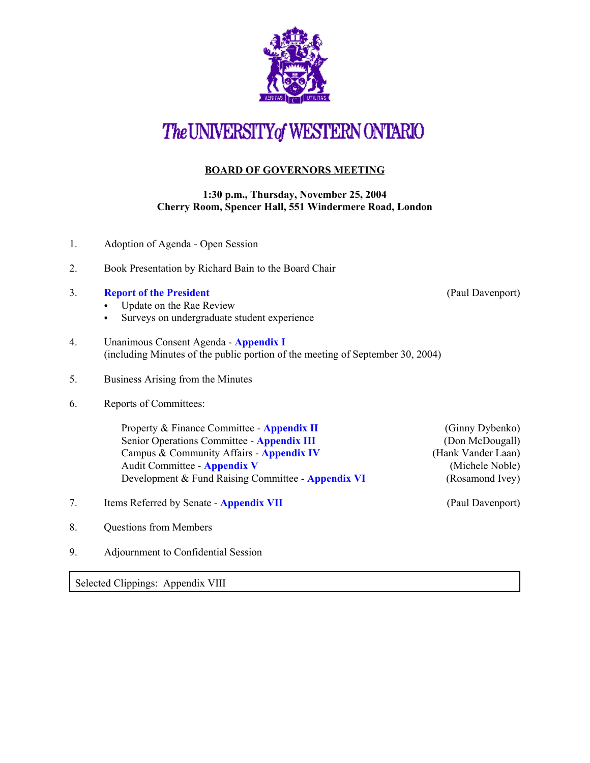# The UNIVERSITY of WESTERN ONTARIO

## BOARD OF GOVERNORS MEETING

**1:30 p.m., Thursday, November 25, 2004**
**Cherry Room, Spencer Hall, 551 Windermere Road, London**

1. Adoption of Agenda - Open Session

2. Book Presentation by Richard Bain to the Board Chair

3. **Report of the President** (Paul Davenport)
   - Update on the Rae Review
   - Surveys on undergraduate student experience

4. Unanimous Consent Agenda - **Appendix I**
   (including Minutes of the public portion of the meeting of September 30, 2004)

5. Business Arising from the Minutes

6. Reports of Committees:

   Property & Finance Committee - **Appendix II** (Ginny Dybenko)
   Senior Operations Committee - **Appendix III** (Don McDougall)
   Campus & Community Affairs - **Appendix IV** (Hank Vander Laan)
   Audit Committee - **Appendix V** (Michele Noble)
   Development & Fund Raising Committee - **Appendix VI** (Rosamond Ivey)

7. Items Referred by Senate - **Appendix VII** (Paul Davenport)

8. Questions from Members

9. Adjournment to Confidential Session

Selected Clippings: Appendix VIII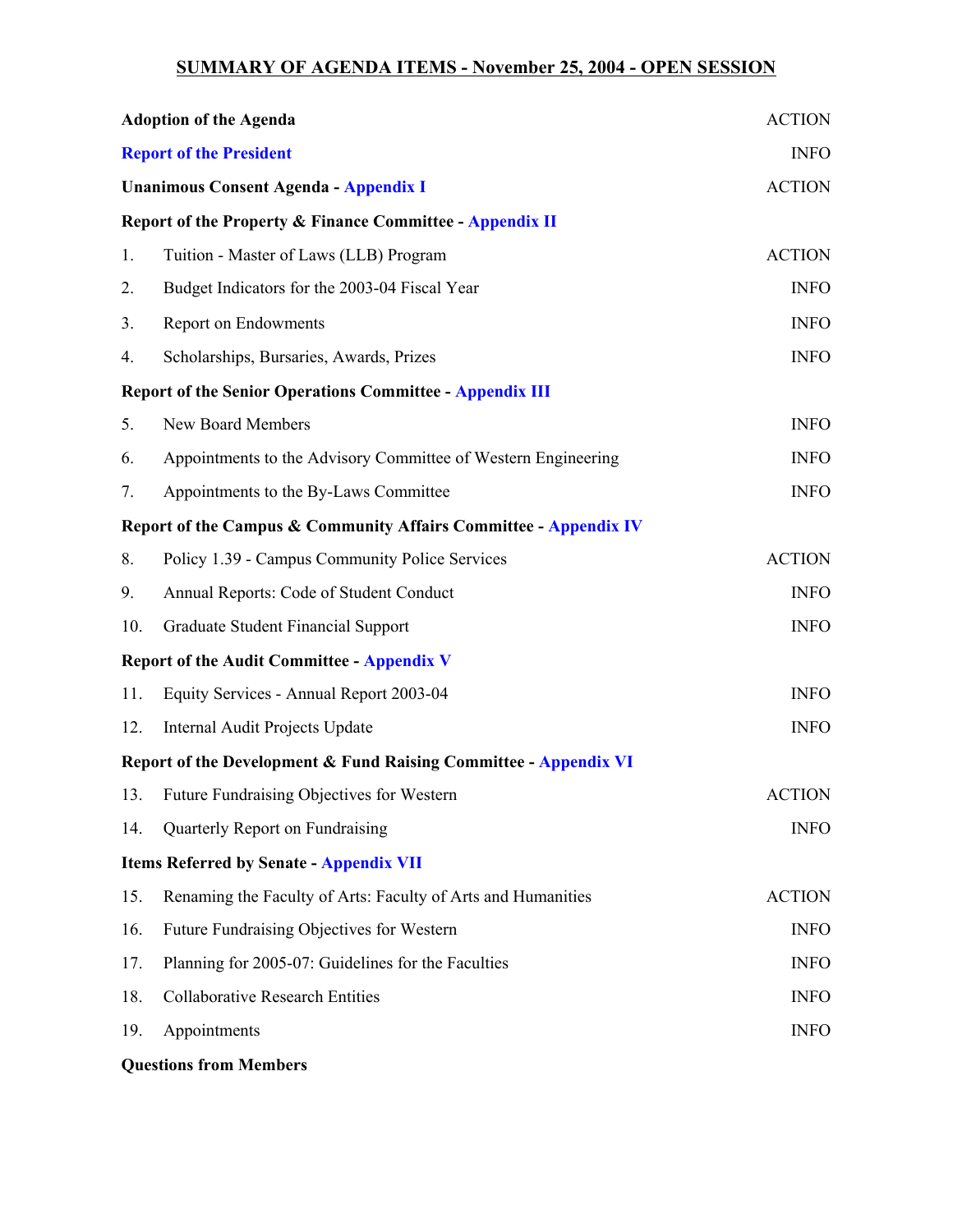# SUMMARY OF AGENDA ITEMS - November 25, 2004 - OPEN SESSION

| | | |
|---|---|---|
| **Adoption of the Agenda** | | ACTION |
| **Report of the President** | | INFO |
| **Unanimous Consent Agenda - Appendix I** | | ACTION |
| **Report of the Property & Finance Committee - Appendix II** | | |
| 1. | Tuition - Master of Laws (LLB) Program | ACTION |
| 2. | Budget Indicators for the 2003-04 Fiscal Year | INFO |
| 3. | Report on Endowments | INFO |
| 4. | Scholarships, Bursaries, Awards, Prizes | INFO |
| **Report of the Senior Operations Committee - Appendix III** | | |
| 5. | New Board Members | INFO |
| 6. | Appointments to the Advisory Committee of Western Engineering | INFO |
| 7. | Appointments to the By-Laws Committee | INFO |
| **Report of the Campus & Community Affairs Committee - Appendix IV** | | |
| 8. | Policy 1.39 - Campus Community Police Services | ACTION |
| 9. | Annual Reports: Code of Student Conduct | INFO |
| 10. | Graduate Student Financial Support | INFO |
| **Report of the Audit Committee - Appendix V** | | |
| 11. | Equity Services - Annual Report 2003-04 | INFO |
| 12. | Internal Audit Projects Update | INFO |
| **Report of the Development & Fund Raising Committee - Appendix VI** | | |
| 13. | Future Fundraising Objectives for Western | ACTION |
| 14. | Quarterly Report on Fundraising | INFO |
| **Items Referred by Senate - Appendix VII** | | |
| 15. | Renaming the Faculty of Arts: Faculty of Arts and Humanities | ACTION |
| 16. | Future Fundraising Objectives for Western | INFO |
| 17. | Planning for 2005-07: Guidelines for the Faculties | INFO |
| 18. | Collaborative Research Entities | INFO |
| 19. | Appointments | INFO |
| **Questions from Members** | | |